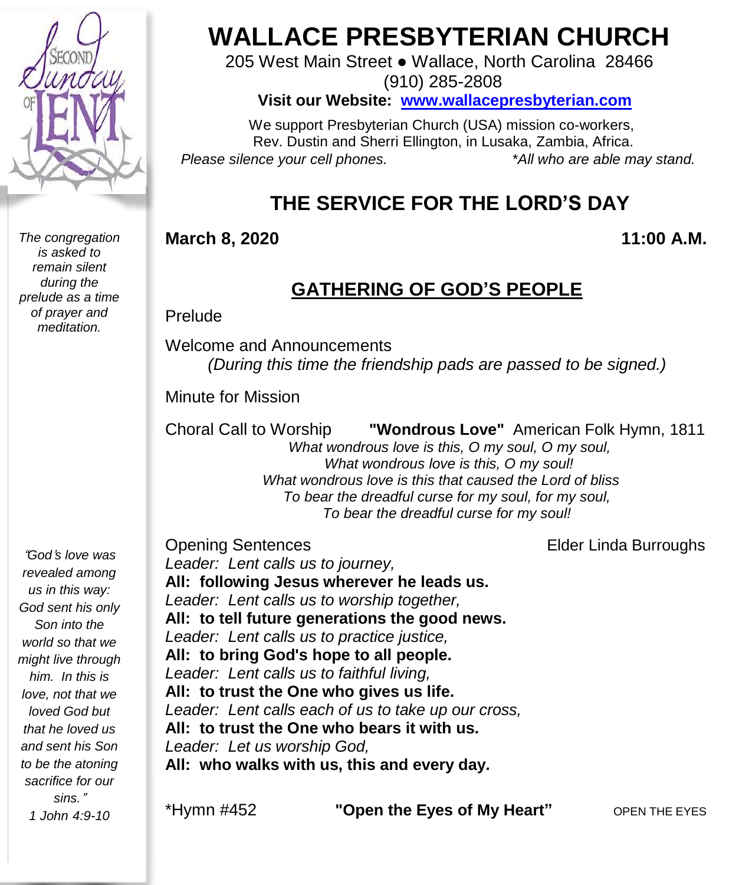# WALLACE PRESBYTERIAN CHURCH

205 West Main Street ● Wallace, North Carolina 28466
(910) 285-2808

**Visit our Website: [www.wallacepresbyterian.com](http://www.wallacepresbyterian.com)**

We support Presbyterian Church (USA) mission co-workers, Rev. Dustin and Sherri Ellington, in Lusaka, Zambia, Africa.

*Please silence your cell phones.* *\*All who are able may stand.*

## THE SERVICE FOR THE LORD'S DAY

**March 8, 2020** **11:00 A.M.**

*The congregation is asked to remain silent during the prelude as a time of prayer and meditation.*

### GATHERING OF GOD'S PEOPLE

Prelude

Welcome and Announcements
*(During this time the friendship pads are passed to be signed.)*

Minute for Mission

Choral Call to Worship **"Wondrous Love"** American Folk Hymn, 1811

*What wondrous love is this, O my soul, O my soul,*
*What wondrous love is this, O my soul!*
*What wondrous love is this that caused the Lord of bliss*
*To bear the dreadful curse for my soul, for my soul,*
*To bear the dreadful curse for my soul!*

Opening Sentences Elder Linda Burroughs

*Leader: Lent calls us to journey,*
**All: following Jesus wherever he leads us.**
*Leader: Lent calls us to worship together,*
**All: to tell future generations the good news.**
*Leader: Lent calls us to practice justice,*
**All: to bring God's hope to all people.**
*Leader: Lent calls us to faithful living,*
**All: to trust the One who gives us life.**
*Leader: Lent calls each of us to take up our cross,*
**All: to trust the One who bears it with us.**
*Leader: Let us worship God,*
**All: who walks with us, this and every day.**

*"God's love was revealed among us in this way: God sent his only Son into the world so that we might live through him. In this is love, not that we loved God but that he loved us and sent his Son to be the atoning sacrifice for our sins."*
*1 John 4:9-10*

\*Hymn #452 **"Open the Eyes of My Heart"** OPEN THE EYES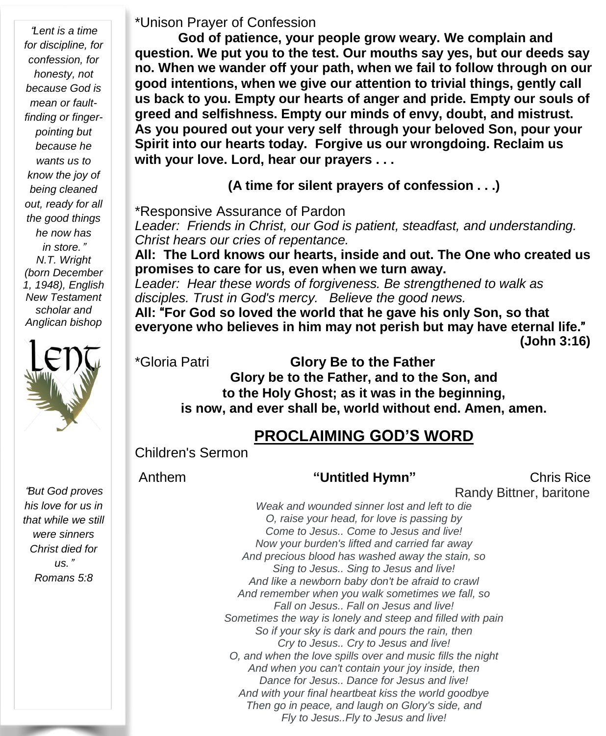*"Lent is a time for discipline, for confession, for honesty, not because God is mean or fault-finding or finger-pointing but because he wants us to know the joy of being cleaned out, ready for all the good things he now has in store."*
*N.T. Wright (born December 1, 1948), English New Testament scholar and Anglican bishop*

Lent

*"But God proves his love for us in that while we still were sinners Christ died for us."*
*Romans 5:8*

*Unison Prayer of Confession

**God of patience, your people grow weary. We complain and question. We put you to the test. Our mouths say yes, but our deeds say no. When we wander off your path, when we fail to follow through on our good intentions, when we give our attention to trivial things, gently call us back to you. Empty our hearts of anger and pride. Empty our souls of greed and selfishness. Empty our minds of envy, doubt, and mistrust. As you poured out your very self through your beloved Son, pour your Spirit into our hearts today. Forgive us our wrongdoing. Reclaim us with your love. Lord, hear our prayers . . .**

**(A time for silent prayers of confession . . .)**

*Responsive Assurance of Pardon

*Leader: Friends in Christ, our God is patient, steadfast, and understanding. Christ hears our cries of repentance.*

**All: The Lord knows our hearts, inside and out. The One who created us promises to care for us, even when we turn away.**

*Leader: Hear these words of forgiveness. Be strengthened to walk as disciples. Trust in God's mercy. Believe the good news.*

**All: "For God so loved the world that he gave his only Son, so that everyone who believes in him may not perish but may have eternal life." (John 3:16)**

*Gloria Patri **Glory Be to the Father**

**Glory be to the Father, and to the Son, and**
**to the Holy Ghost; as it was in the beginning,**
**is now, and ever shall be, world without end. Amen, amen.**

## PROCLAIMING GOD'S WORD

Children's Sermon

Anthem **"Untitled Hymn"** Chris Rice
Randy Bittner, baritone

*Weak and wounded sinner lost and left to die*
*O, raise your head, for love is passing by*
*Come to Jesus.. Come to Jesus and live!*
*Now your burden's lifted and carried far away*
*And precious blood has washed away the stain, so*
*Sing to Jesus.. Sing to Jesus and live!*
*And like a newborn baby don't be afraid to crawl*
*And remember when you walk sometimes we fall, so*
*Fall on Jesus.. Fall on Jesus and live!*
*Sometimes the way is lonely and steep and filled with pain*
*So if your sky is dark and pours the rain, then*
*Cry to Jesus.. Cry to Jesus and live!*
*O, and when the love spills over and music fills the night*
*And when you can't contain your joy inside, then*
*Dance for Jesus.. Dance for Jesus and live!*
*And with your final heartbeat kiss the world goodbye*
*Then go in peace, and laugh on Glory's side, and*
*Fly to Jesus..Fly to Jesus and live!*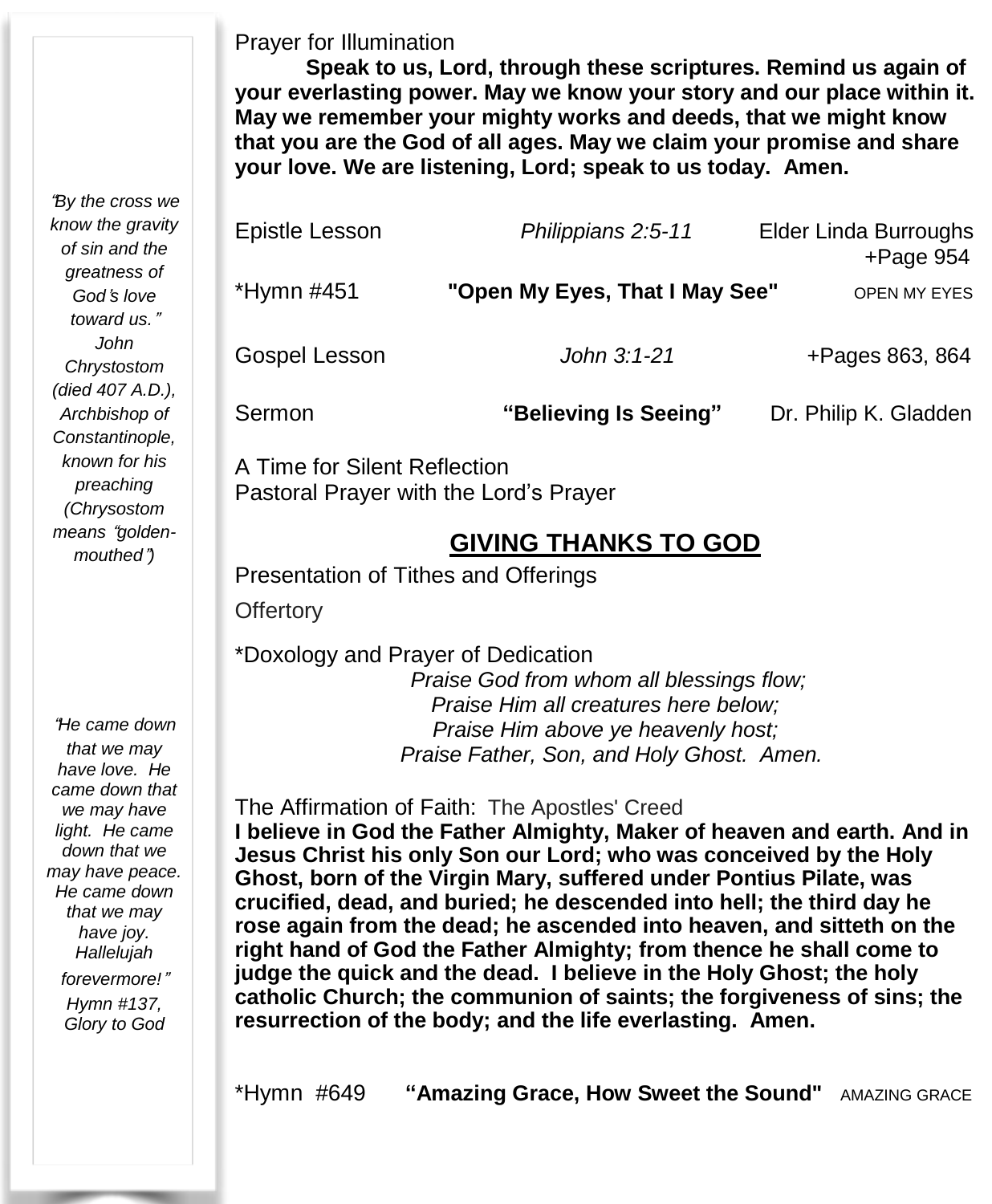Prayer for Illumination

**Speak to us, Lord, through these scriptures. Remind us again of your everlasting power. May we know your story and our place within it. May we remember your mighty works and deeds, that we might know that you are the God of all ages. May we claim your promise and share your love. We are listening, Lord; speak to us today. Amen.**

Epistle Lesson *Philippians 2:5-11* Elder Linda Burroughs +Page 954

*Hymn #451 **"Open My Eyes, That I May See"** OPEN MY EYES

Gospel Lesson *John 3:1-21* +Pages 863, 864

Sermon **"Believing Is Seeing"** Dr. Philip K. Gladden

A Time for Silent Reflection
Pastoral Prayer with the Lord's Prayer

## GIVING THANKS TO GOD

Presentation of Tithes and Offerings

Offertory

*Doxology and Prayer of Dedication

*Praise God from whom all blessings flow;*
*Praise Him all creatures here below;*
*Praise Him above ye heavenly host;*
*Praise Father, Son, and Holy Ghost. Amen.*

The Affirmation of Faith: The Apostles' Creed
**I believe in God the Father Almighty, Maker of heaven and earth. And in Jesus Christ his only Son our Lord; who was conceived by the Holy Ghost, born of the Virgin Mary, suffered under Pontius Pilate, was crucified, dead, and buried; he descended into hell; the third day he rose again from the dead; he ascended into heaven, and sitteth on the right hand of God the Father Almighty; from thence he shall come to judge the quick and the dead. I believe in the Holy Ghost; the holy catholic Church; the communion of saints; the forgiveness of sins; the resurrection of the body; and the life everlasting. Amen.**

*Hymn #649 **"Amazing Grace, How Sweet the Sound"** AMAZING GRACE

*"By the cross we know the gravity of sin and the greatness of God's love toward us." John Chrystostom (died 407 A.D.), Archbishop of Constantinople, known for his preaching (Chrysostom means "golden-mouthed")*

*"He came down that we may have love. He came down that we may have light. He came down that we may have peace. He came down that we may have joy. Hallelujah forevermore!" Hymn #137, Glory to God*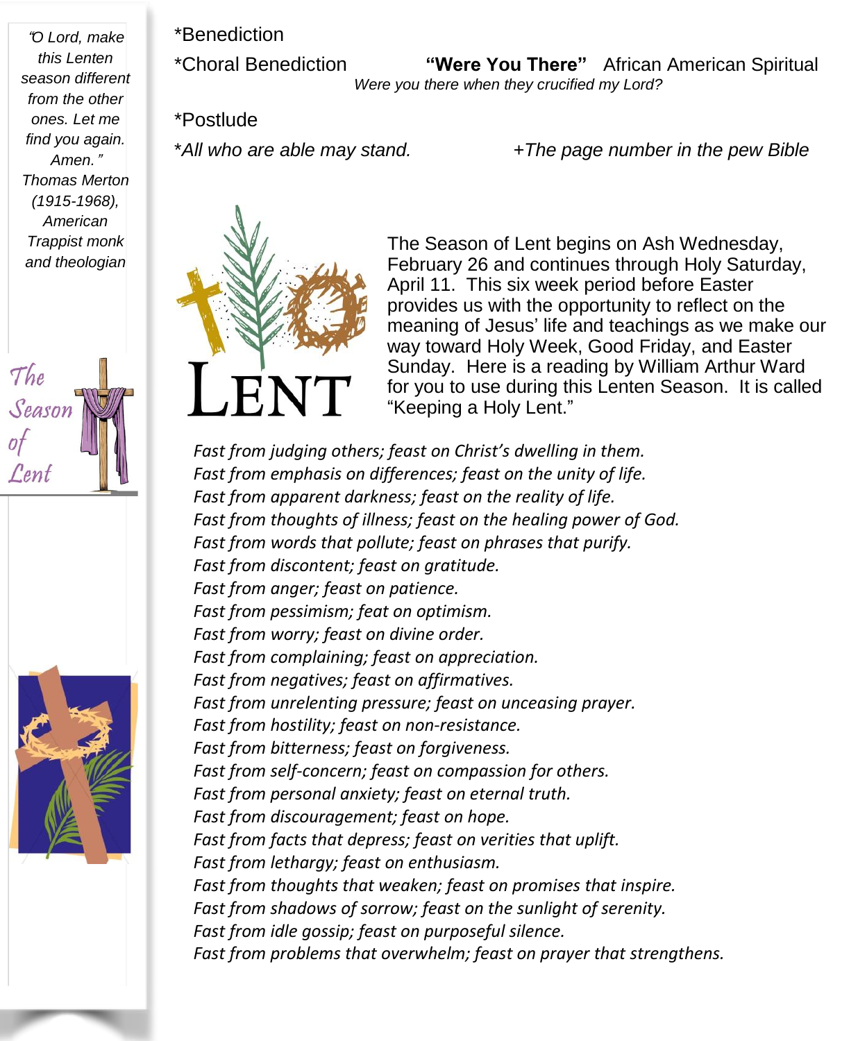*"O Lord, make this Lenten season different from the other ones. Let me find you again. Amen."*
*Thomas Merton (1915-1968), American Trappist monk and theologian*

The Season of Lent

*Benediction

*Choral Benediction **"Were You There"** African American Spiritual
*Were you there when they crucified my Lord?*

*Postlude

**All who are able may stand.* *+The page number in the pew Bible*

LENT

The Season of Lent begins on Ash Wednesday, February 26 and continues through Holy Saturday, April 11. This six week period before Easter provides us with the opportunity to reflect on the meaning of Jesus' life and teachings as we make our way toward Holy Week, Good Friday, and Easter Sunday. Here is a reading by William Arthur Ward for you to use during this Lenten Season. It is called "Keeping a Holy Lent."

*Fast from judging others; feast on Christ's dwelling in them.*
*Fast from emphasis on differences; feast on the unity of life.*
*Fast from apparent darkness; feast on the reality of life.*
*Fast from thoughts of illness; feast on the healing power of God.*
*Fast from words that pollute; feast on phrases that purify.*
*Fast from discontent; feast on gratitude.*
*Fast from anger; feast on patience.*
*Fast from pessimism; feat on optimism.*
*Fast from worry; feast on divine order.*
*Fast from complaining; feast on appreciation.*
*Fast from negatives; feast on affirmatives.*
*Fast from unrelenting pressure; feast on unceasing prayer.*
*Fast from hostility; feast on non-resistance.*
*Fast from bitterness; feast on forgiveness.*
*Fast from self-concern; feast on compassion for others.*
*Fast from personal anxiety; feast on eternal truth.*
*Fast from discouragement; feast on hope.*
*Fast from facts that depress; feast on verities that uplift.*
*Fast from lethargy; feast on enthusiasm.*
*Fast from thoughts that weaken; feast on promises that inspire.*
*Fast from shadows of sorrow; feast on the sunlight of serenity.*
*Fast from idle gossip; feast on purposeful silence.*
*Fast from problems that overwhelm; feast on prayer that strengthens.*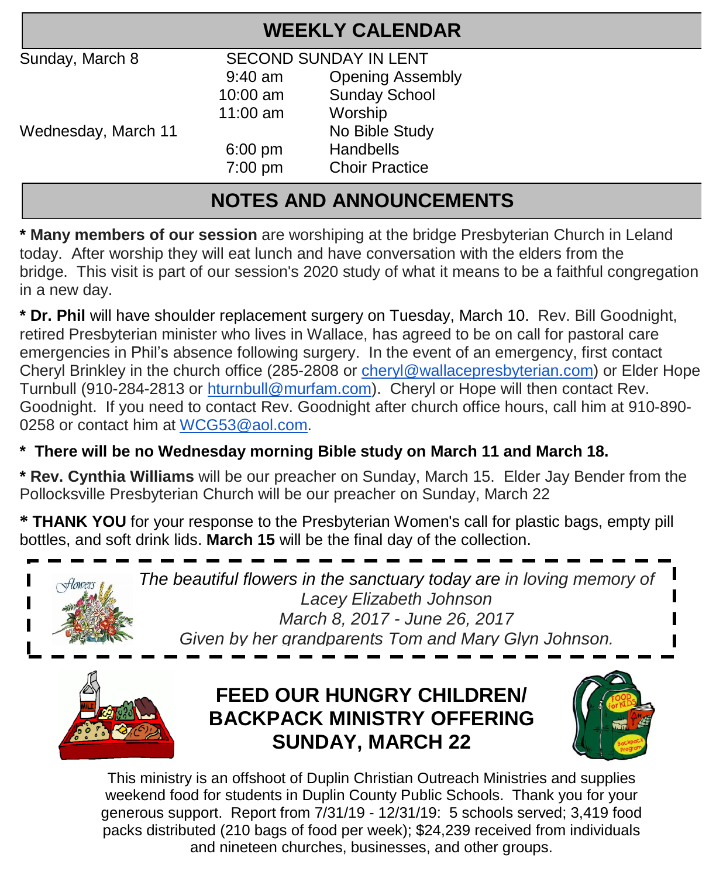## WEEKLY CALENDAR

| | | |
|---|---|---|
| Sunday, March 8 | SECOND SUNDAY IN LENT | |
| | 9:40 am | Opening Assembly |
| | 10:00 am | Sunday School |
| | 11:00 am | Worship |
| Wednesday, March 11 | | No Bible Study |
| | 6:00 pm | Handbells |
| | 7:00 pm | Choir Practice |

## NOTES AND ANNOUNCEMENTS

* **Many members of our session** are worshiping at the bridge Presbyterian Church in Leland today. After worship they will eat lunch and have conversation with the elders from the bridge. This visit is part of our session's 2020 study of what it means to be a faithful congregation in a new day.

* **Dr. Phil** will have shoulder replacement surgery on Tuesday, March 10. Rev. Bill Goodnight, retired Presbyterian minister who lives in Wallace, has agreed to be on call for pastoral care emergencies in Phil's absence following surgery. In the event of an emergency, first contact Cheryl Brinkley in the church office (285-2808 or cheryl@wallacepresbyterian.com) or Elder Hope Turnbull (910-284-2813 or hturnbull@murfam.com). Cheryl or Hope will then contact Rev. Goodnight. If you need to contact Rev. Goodnight after church office hours, call him at 910-890-0258 or contact him at WCG53@aol.com.

* **There will be no Wednesday morning Bible study on March 11 and March 18.**

* **Rev. Cynthia Williams** will be our preacher on Sunday, March 15. Elder Jay Bender from the Pollocksville Presbyterian Church will be our preacher on Sunday, March 22

* **THANK YOU** for your response to the Presbyterian Women's call for plastic bags, empty pill bottles, and soft drink lids. **March 15** will be the final day of the collection.

*The beautiful flowers in the sanctuary today are in loving memory of*
*Lacey Elizabeth Johnson*
*March 8, 2017 - June 26, 2017*
*Given by her grandparents Tom and Mary Glyn Johnson.*

### FEED OUR HUNGRY CHILDREN/ BACKPACK MINISTRY OFFERING SUNDAY, MARCH 22

This ministry is an offshoot of Duplin Christian Outreach Ministries and supplies weekend food for students in Duplin County Public Schools. Thank you for your generous support. Report from 7/31/19 - 12/31/19: 5 schools served; 3,419 food packs distributed (210 bags of food per week); $24,239 received from individuals and nineteen churches, businesses, and other groups.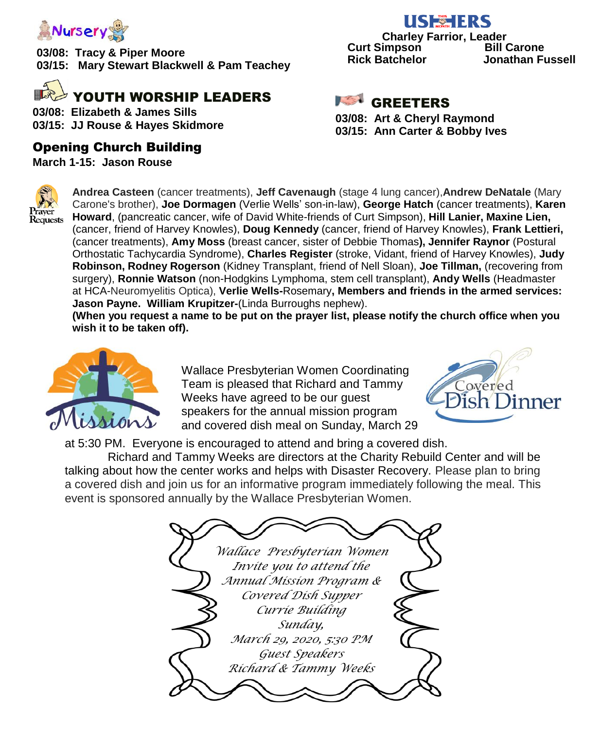## Nursery

**03/08: Tracy & Piper Moore**
**03/15: Mary Stewart Blackwell & Pam Teachey**

## USHERS

**Charley Farrior, Leader**

**Curt Simpson** **Bill Carone**
**Rick Batchelor** **Jonathan Fussell**

## YOUTH WORSHIP LEADERS

**03/08: Elizabeth & James Sills**
**03/15: JJ Rouse & Hayes Skidmore**

## GREETERS

**03/08: Art & Cheryl Raymond**
**03/15: Ann Carter & Bobby Ives**

## Opening Church Building

**March 1-15: Jason Rouse**

Prayer Requests

**Andrea Casteen** (cancer treatments), **Jeff Cavenaugh** (stage 4 lung cancer),**Andrew DeNatale** (Mary Carone's brother), **Joe Dormagen** (Verlie Wells' son-in-law), **George Hatch** (cancer treatments), **Karen Howard**, (pancreatic cancer, wife of David White-friends of Curt Simpson), **Hill Lanier, Maxine Lien,** (cancer, friend of Harvey Knowles), **Doug Kennedy** (cancer, friend of Harvey Knowles), **Frank Lettieri,** (cancer treatments), **Amy Moss** (breast cancer, sister of Debbie Thomas**), Jennifer Raynor** (Postural Orthostatic Tachycardia Syndrome), **Charles Register** (stroke, Vidant, friend of Harvey Knowles), **Judy Robinson, Rodney Rogerson** (Kidney Transplant, friend of Nell Sloan), **Joe Tillman,** (recovering from surgery), **Ronnie Watson** (non-Hodgkins Lymphoma, stem cell transplant), **Andy Wells** (Headmaster at HCA-Neuromyelitis Optica), **Verlie Wells-**Rosemary**, Members and friends in the armed services: Jason Payne. William Krupitzer-**(Linda Burroughs nephew).

**(When you request a name to be put on the prayer list, please notify the church office when you wish it to be taken off).**

Missions

Covered Dish Dinner

Wallace Presbyterian Women Coordinating Team is pleased that Richard and Tammy Weeks have agreed to be our guest speakers for the annual mission program and covered dish meal on Sunday, March 29 at 5:30 PM. Everyone is encouraged to attend and bring a covered dish.

Richard and Tammy Weeks are directors at the Charity Rebuild Center and will be talking about how the center works and helps with Disaster Recovery. Please plan to bring a covered dish and join us for an informative program immediately following the meal. This event is sponsored annually by the Wallace Presbyterian Women.

*Wallace Presbyterian Women*
*Invite you to attend the*
*Annual Mission Program &*
*Covered Dish Supper*
*Currie Building*
*Sunday,*
*March 29, 2020, 5:30 PM*
*Guest Speakers*
*Richard & Tammy Weeks*